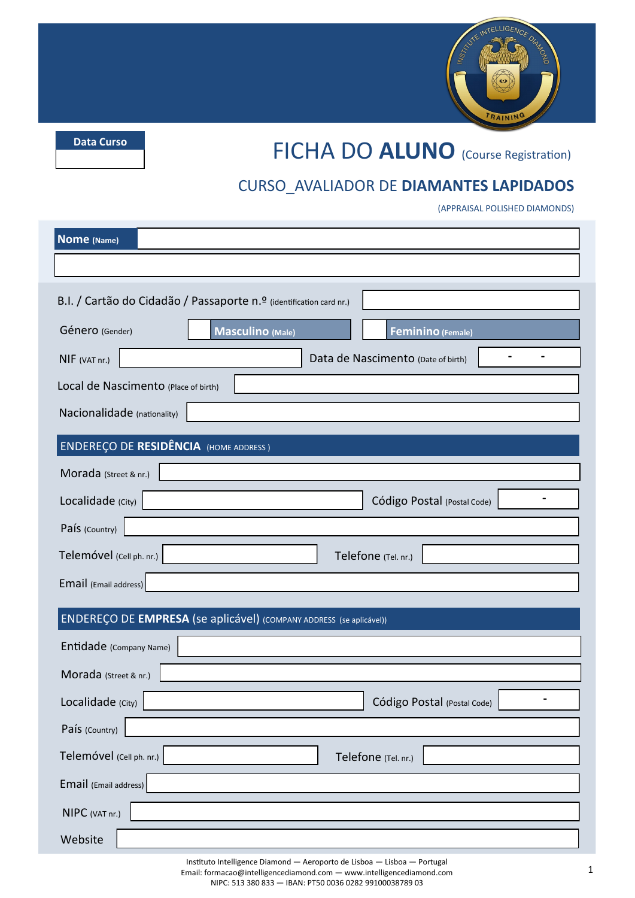**Data Curso**

# FICHA DO **ALUNO** (Course Registration)

## CURSO_AVALIADOR DE **DIAMANTES LAPIDADOS**

(APPRAISAL POLISHED DIAMONDS)

**Nome** (Name)

B.I. / Cartão do Cidadão / Passaporte n.º (identification card nr.)

Género (Gender) — **Masculino** (Male) — **Feminino** (Female)

NIF (VAT nr.) — Data de Nascimento (Date of birth) - -

Local de Nascimento (Place of birth)

Nacionalidade (nationality)

### ENDEREÇO DE **RESIDÊNCIA** (HOME ADDRESS )

Morada (Street & nr.)

Localidade (City) — Código Postal (Postal Code) -

País (Country)

Telemóvel (Cell ph. nr.) — Telefone (Tel. nr.)

Email (Email address)

### ENDEREÇO DE **EMPRESA** (se aplicável) (COMPANY ADDRESS (se aplicável))

Entidade (Company Name)

Morada (Street & nr.)

Localidade (City) — Código Postal (Postal Code) -

País (Country)

Telemóvel (Cell ph. nr.) — Telefone (Tel. nr.)

Email (Email address)

NIPC (VAT nr.)

Website

Instituto Intelligence Diamond — Aeroporto de Lisboa — Lisboa — Portugal
Email: formacao@intelligencediamond.com — www.intelligencediamond.com
NIPC: 513 380 833 — IBAN: PT50 0036 0282 99100038789 03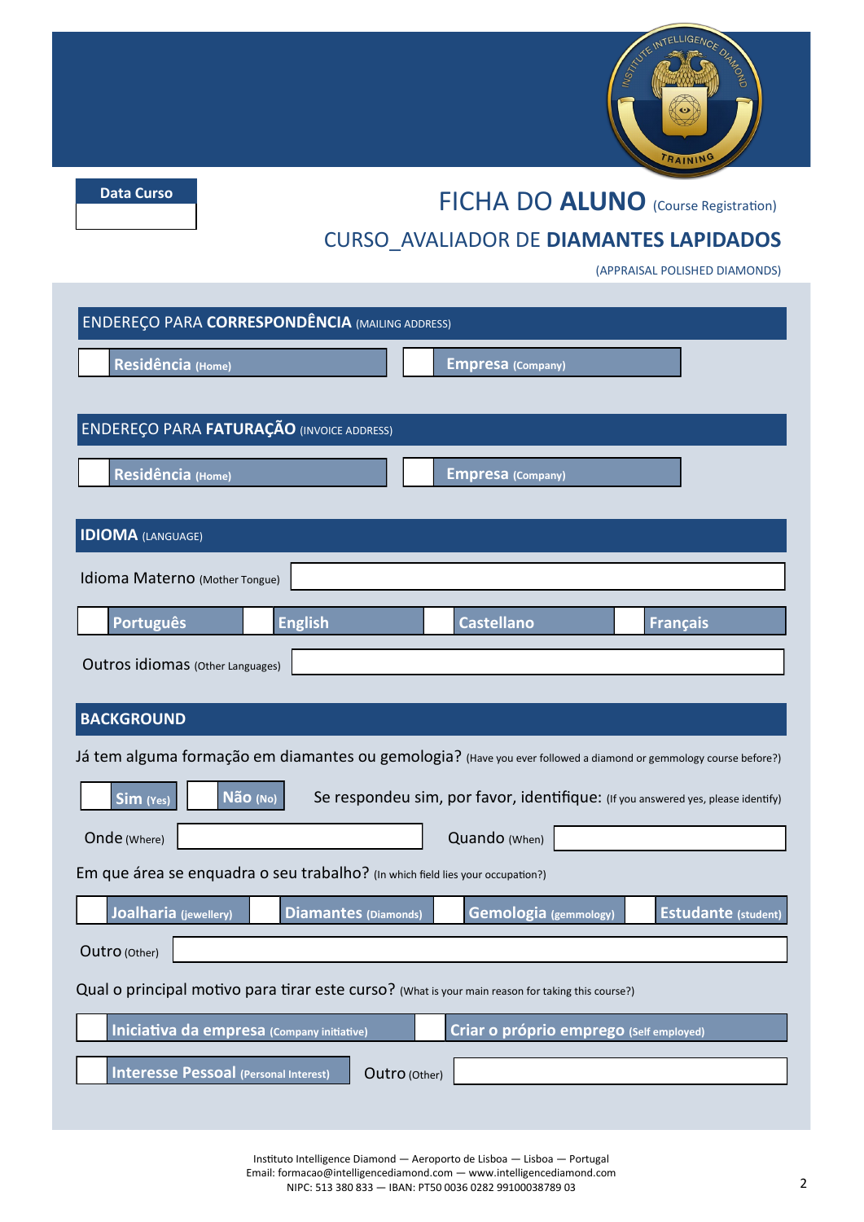**Data Curso**

# FICHA DO **ALUNO** (Course Registration)

## CURSO_AVALIADOR DE **DIAMANTES LAPIDADOS**

(APPRAISAL POLISHED DIAMONDS)

### ENDEREÇO PARA **CORRESPONDÊNCIA** (MAILING ADDRESS)

- [ ] **Residência** (Home)
- [ ] **Empresa** (Company)

### ENDEREÇO PARA **FATURAÇÃO** (INVOICE ADDRESS)

- [ ] **Residência** (Home)
- [ ] **Empresa** (Company)

### **IDIOMA** (LANGUAGE)

Idioma Materno (Mother Tongue) ______________________

- [ ] **Português**
- [ ] **English**
- [ ] **Castellano**
- [ ] **Français**

Outros idiomas (Other Languages) ______________________

### **BACKGROUND**

Já tem alguma formação em diamantes ou gemologia? (Have you ever followed a diamond or gemmology course before?)

- [ ] **Sim** (Yes)
- [ ] **Não** (No)

Se respondeu sim, por favor, identifique: (If you answered yes, please identify)

Onde (Where) ______________________ Quando (When) ______________________

Em que área se enquadra o seu trabalho? (In which field lies your occupation?)

- [ ] **Joalharia** (jewellery)
- [ ] **Diamantes** (Diamonds)
- [ ] **Gemologia** (gemmology)
- [ ] **Estudante** (student)

Outro (Other) ______________________

Qual o principal motivo para tirar este curso? (What is your main reason for taking this course?)

- [ ] **Iniciativa da empresa** (Company initiative)
- [ ] **Criar o próprio emprego** (Self employed)
- [ ] **Interesse Pessoal** (Personal Interest)

Outro (Other) ______________________

Instituto Intelligence Diamond — Aeroporto de Lisboa — Lisboa — Portugal
Email: formacao@intelligencediamond.com — www.intelligencediamond.com
NIPC: 513 380 833 — IBAN: PT50 0036 0282 99100038789 03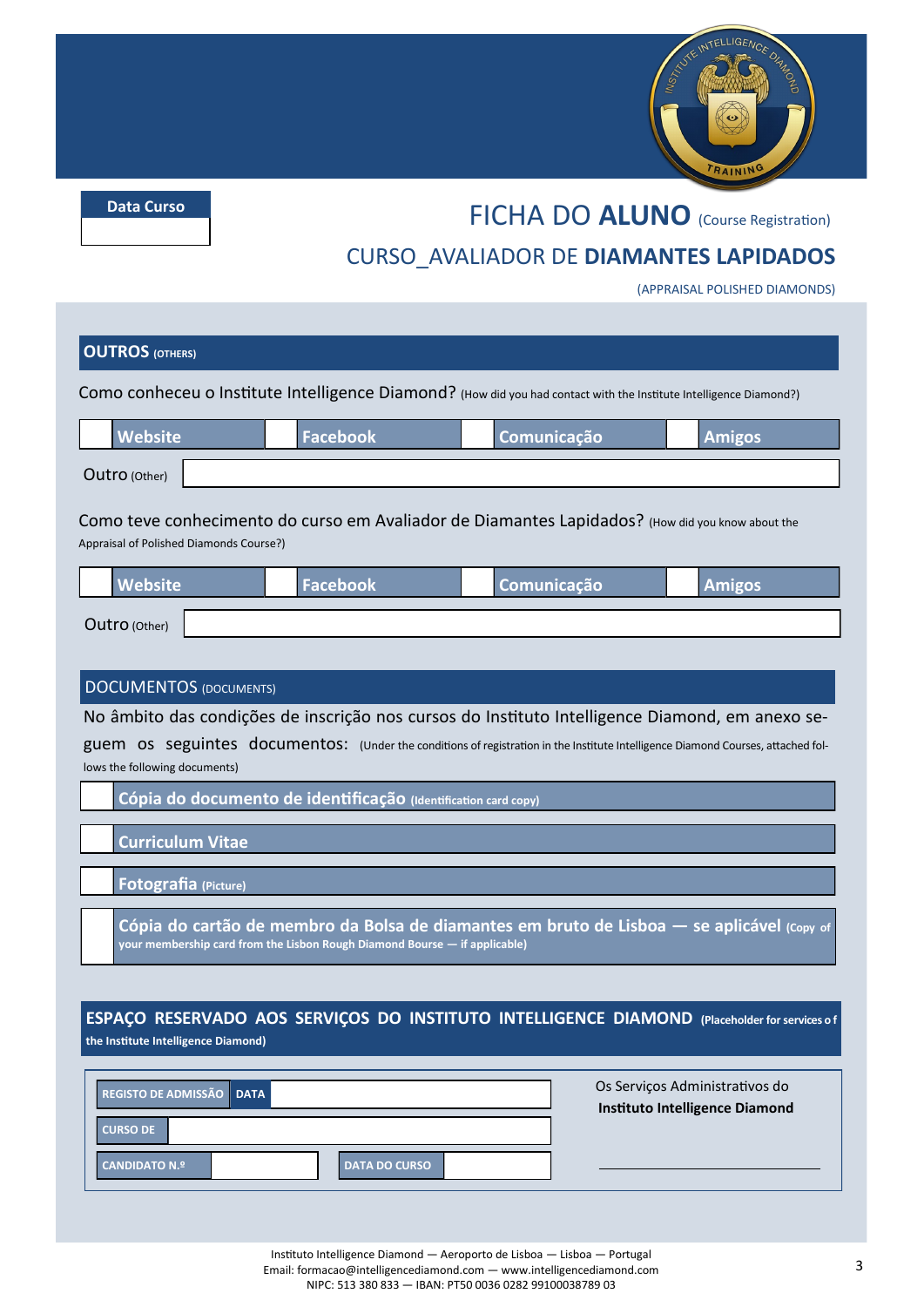| Data Curso |
| --- |
| |

# FICHA DO **ALUNO** (Course Registration)

## CURSO_AVALIADOR DE **DIAMANTES LAPIDADOS**

(APPRAISAL POLISHED DIAMONDS)

## OUTROS (OTHERS)

Como conheceu o Institute Intelligence Diamond? (How did you had contact with the Institute Intelligence Diamond?)

| | | | | | | | |
| --- | --- | --- | --- | --- | --- | --- | --- |
| ☐ | Website | ☐ | Facebook | ☐ | Comunicação | ☐ | Amigos |

Outro (Other) ______________________

Como teve conhecimento do curso em Avaliador de Diamantes Lapidados? (How did you know about the Appraisal of Polished Diamonds Course?)

| | | | | | | | |
| --- | --- | --- | --- | --- | --- | --- | --- |
| ☐ | Website | ☐ | Facebook | ☐ | Comunicação | ☐ | Amigos |

Outro (Other) ______________________

## DOCUMENTOS (DOCUMENTS)

No âmbito das condições de inscrição nos cursos do Instituto Intelligence Diamond, em anexo seguem os seguintes documentos: (Under the conditions of registration in the Institute Intelligence Diamond Courses, attached follows the following documents)

- ☐ **Cópia do documento de identificação** (Identification card copy)
- ☐ **Curriculum Vitae**
- ☐ **Fotografia** (Picture)
- ☐ **Cópia do cartão de membro da Bolsa de diamantes em bruto de Lisboa — se aplicável** (Copy of your membership card from the Lisbon Rough Diamond Bourse — if applicable)

## ESPAÇO RESERVADO AOS SERVIÇOS DO INSTITUTO INTELLIGENCE DIAMOND (Placeholder for services of the Institute Intelligence Diamond)

| | | | |
| --- | --- | --- | --- |
| REGISTO DE ADMISSÃO | DATA | | |
| CURSO DE | | | |
| CANDIDATO N.º | | DATA DO CURSO | |

Os Serviços Administrativos do **Instituto Intelligence Diamond**

______________________

Instituto Intelligence Diamond — Aeroporto de Lisboa — Lisboa — Portugal
Email: formacao@intelligencediamond.com — www.intelligencediamond.com
NIPC: 513 380 833 — IBAN: PT50 0036 0282 99100038789 03